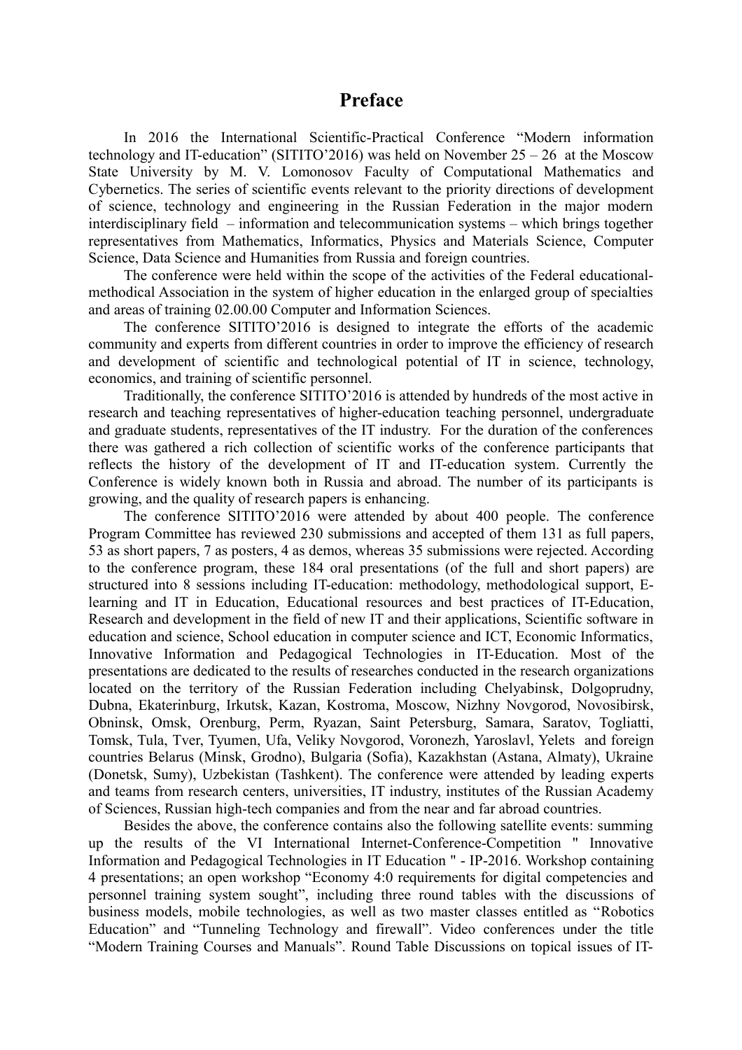# Preface

In 2016 the International Scientific-Practical Conference “Modern information technology and IT-education” (SITITO’2016) was held on November 25 – 26 at the Moscow State University by M. V. Lomonosov Faculty of Computational Mathematics and Cybernetics. The series of scientific events relevant to the priority directions of development of science, technology and engineering in the Russian Federation in the major modern interdisciplinary field – information and telecommunication systems – which brings together representatives from Mathematics, Informatics, Physics and Materials Science, Computer Science, Data Science and Humanities from Russia and foreign countries.

The conference were held within the scope of the activities of the Federal educational-methodical Association in the system of higher education in the enlarged group of specialties and areas of training 02.00.00 Computer and Information Sciences.

The conference SITITO’2016 is designed to integrate the efforts of the academic community and experts from different countries in order to improve the efficiency of research and development of scientific and technological potential of IT in science, technology, economics, and training of scientific personnel.

Traditionally, the conference SITITO’2016 is attended by hundreds of the most active in research and teaching representatives of higher-education teaching personnel, undergraduate and graduate students, representatives of the IT industry. For the duration of the conferences there was gathered a rich collection of scientific works of the conference participants that reflects the history of the development of IT and IT-education system. Currently the Conference is widely known both in Russia and abroad. The number of its participants is growing, and the quality of research papers is enhancing.

The conference SITITO’2016 were attended by about 400 people. The conference Program Committee has reviewed 230 submissions and accepted of them 131 as full papers, 53 as short papers, 7 as posters, 4 as demos, whereas 35 submissions were rejected. According to the conference program, these 184 oral presentations (of the full and short papers) are structured into 8 sessions including IT-education: methodology, methodological support, E-learning and IT in Education, Educational resources and best practices of IT-Education, Research and development in the field of new IT and their applications, Scientific software in education and science, School education in computer science and ICT, Economic Informatics, Innovative Information and Pedagogical Technologies in IT-Education. Most of the presentations are dedicated to the results of researches conducted in the research organizations located on the territory of the Russian Federation including Chelyabinsk, Dolgoprudny, Dubna, Ekaterinburg, Irkutsk, Kazan, Kostroma, Moscow, Nizhny Novgorod, Novosibirsk, Obninsk, Omsk, Orenburg, Perm, Ryazan, Saint Petersburg, Samara, Saratov, Togliatti, Tomsk, Tula, Tver, Tyumen, Ufa, Veliky Novgorod, Voronezh, Yaroslavl, Yelets and foreign countries Belarus (Minsk, Grodno), Bulgaria (Sofia), Kazakhstan (Astana, Almaty), Ukraine (Donetsk, Sumy), Uzbekistan (Tashkent). The conference were attended by leading experts and teams from research centers, universities, IT industry, institutes of the Russian Academy of Sciences, Russian high-tech companies and from the near and far abroad countries.

Besides the above, the conference contains also the following satellite events: summing up the results of the VI International Internet-Conference-Competition " Innovative Information and Pedagogical Technologies in IT Education " - IP-2016. Workshop containing 4 presentations; an open workshop “Economy 4:0 requirements for digital competencies and personnel training system sought”, including three round tables with the discussions of business models, mobile technologies, as well as two master classes entitled as “Robotics Education” and “Tunneling Technology and firewall”. Video conferences under the title “Modern Training Courses and Manuals”. Round Table Discussions on topical issues of IT-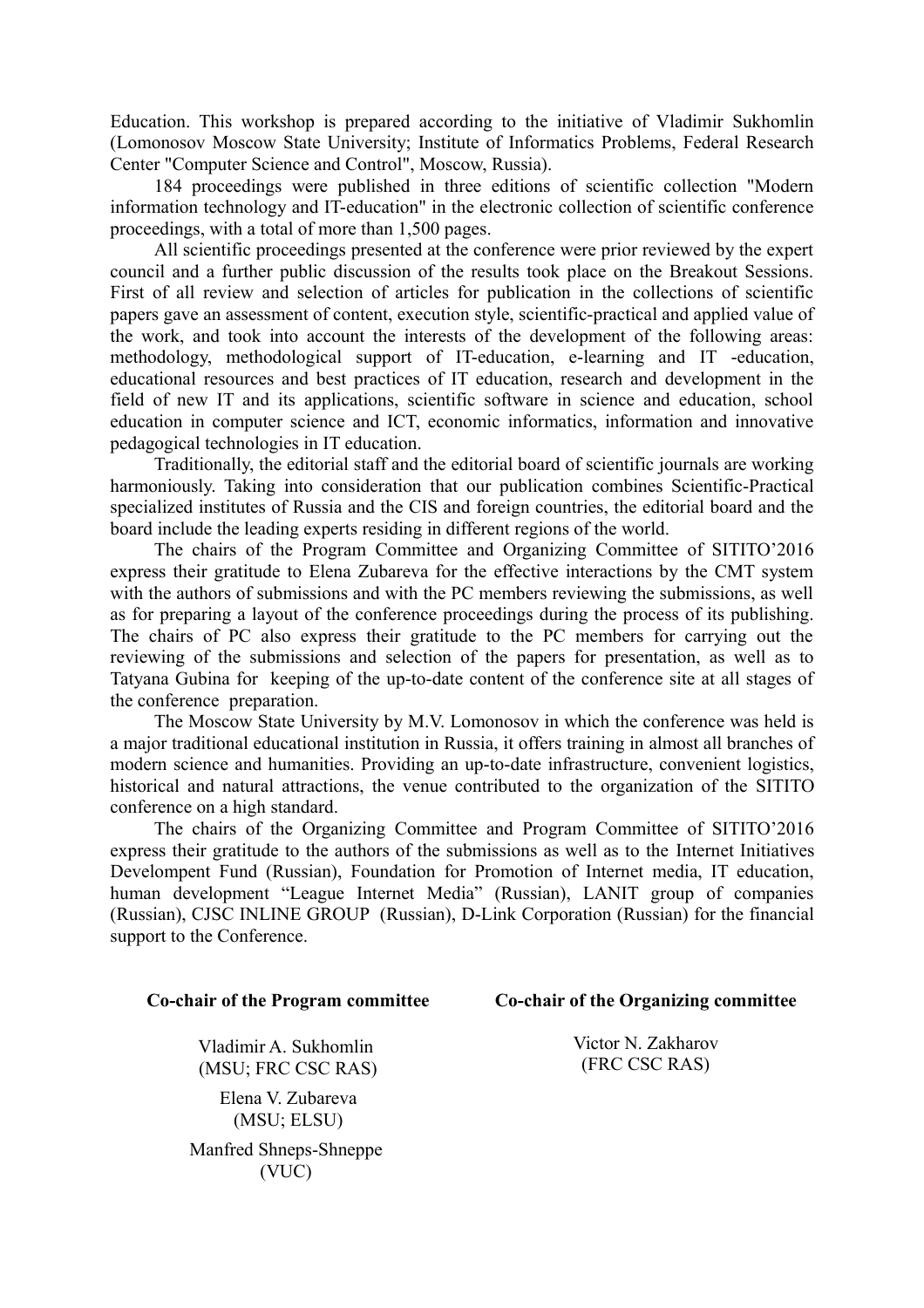Education. This workshop is prepared according to the initiative of Vladimir Sukhomlin (Lomonosov Moscow State University; Institute of Informatics Problems, Federal Research Center "Computer Science and Control", Moscow, Russia).

184 proceedings were published in three editions of scientific collection "Modern information technology and IT-education" in the electronic collection of scientific conference proceedings, with a total of more than 1,500 pages.

All scientific proceedings presented at the conference were prior reviewed by the expert council and a further public discussion of the results took place on the Breakout Sessions. First of all review and selection of articles for publication in the collections of scientific papers gave an assessment of content, execution style, scientific-practical and applied value of the work, and took into account the interests of the development of the following areas: methodology, methodological support of IT-education, e-learning and IT -education, educational resources and best practices of IT education, research and development in the field of new IT and its applications, scientific software in science and education, school education in computer science and ICT, economic informatics, information and innovative pedagogical technologies in IT education.

Traditionally, the editorial staff and the editorial board of scientific journals are working harmoniously. Taking into consideration that our publication combines Scientific-Practical specialized institutes of Russia and the CIS and foreign countries, the editorial board and the board include the leading experts residing in different regions of the world.

The chairs of the Program Committee and Organizing Committee of SITITO'2016 express their gratitude to Elena Zubareva for the effective interactions by the CMT system with the authors of submissions and with the PC members reviewing the submissions, as well as for preparing a layout of the conference proceedings during the process of its publishing. The chairs of PC also express their gratitude to the PC members for carrying out the reviewing of the submissions and selection of the papers for presentation, as well as to Tatyana Gubina for keeping of the up-to-date content of the conference site at all stages of the conference preparation.

The Moscow State University by M.V. Lomonosov in which the conference was held is a major traditional educational institution in Russia, it offers training in almost all branches of modern science and humanities. Providing an up-to-date infrastructure, convenient logistics, historical and natural attractions, the venue contributed to the organization of the SITITO conference on a high standard.

The chairs of the Organizing Committee and Program Committee of SITITO'2016 express their gratitude to the authors of the submissions as well as to the Internet Initiatives Develompent Fund (Russian), Foundation for Promotion of Internet media, IT education, human development "League Internet Media" (Russian), LANIT group of companies (Russian), CJSC INLINE GROUP (Russian), D-Link Corporation (Russian) for the financial support to the Conference.

**Co-chair of the Program committee**

Vladimir A. Sukhomlin
(MSU; FRC CSC RAS)

Elena V. Zubareva
(MSU; ELSU)

Manfred Shneps-Shneppe
(VUC)

**Co-chair of the Organizing committee**

Victor N. Zakharov
(FRC CSC RAS)